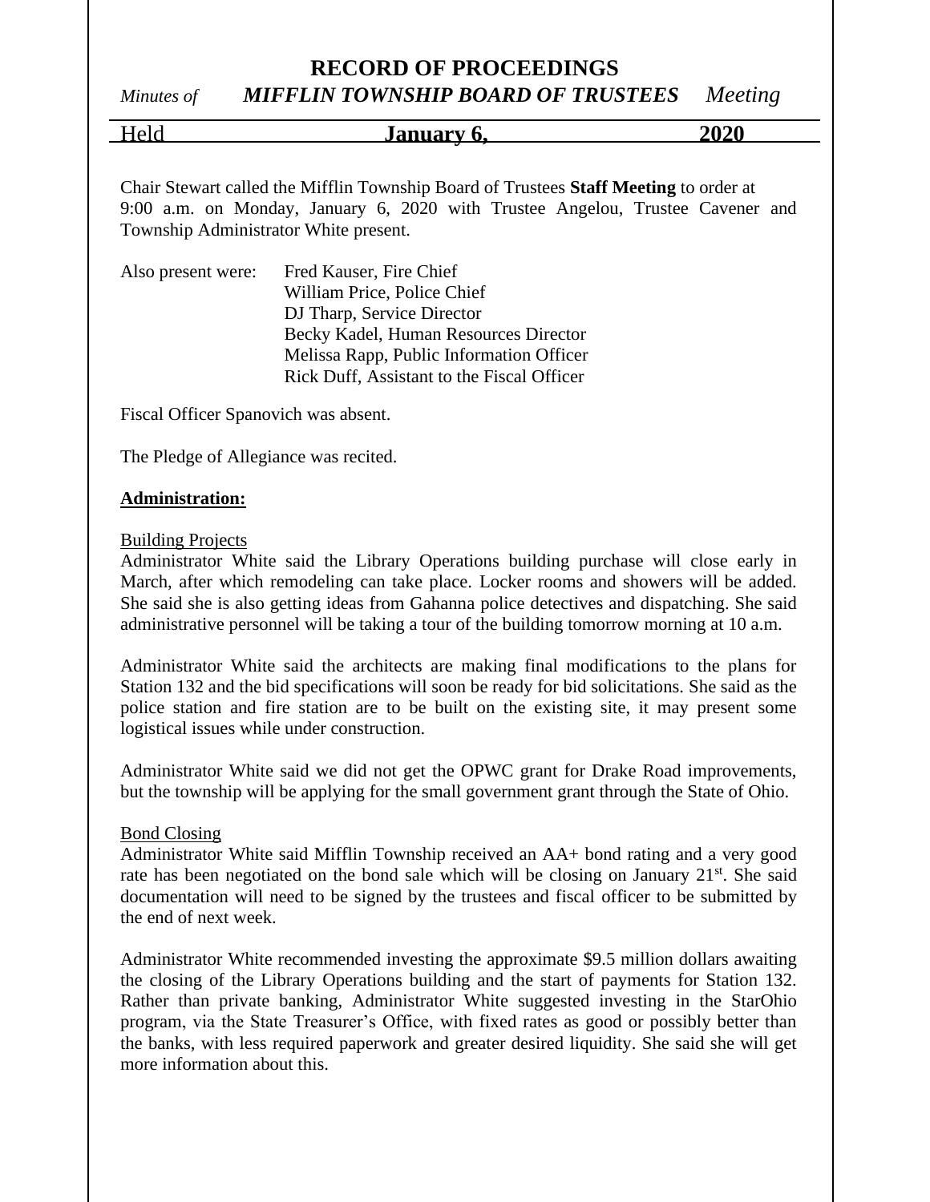# RECORD OF PROCEEDINGS

*Minutes of* ***MIFFLIN TOWNSHIP BOARD OF TRUSTEES*** *Meeting*

Held **January 6, 2020**

Chair Stewart called the Mifflin Township Board of Trustees **Staff Meeting** to order at 9:00 a.m. on Monday, January 6, 2020 with Trustee Angelou, Trustee Cavener and Township Administrator White present.

Also present were:
- Fred Kauser, Fire Chief
- William Price, Police Chief
- DJ Tharp, Service Director
- Becky Kadel, Human Resources Director
- Melissa Rapp, Public Information Officer
- Rick Duff, Assistant to the Fiscal Officer

Fiscal Officer Spanovich was absent.

The Pledge of Allegiance was recited.

**Administration:**

Building Projects

Administrator White said the Library Operations building purchase will close early in March, after which remodeling can take place. Locker rooms and showers will be added. She said she is also getting ideas from Gahanna police detectives and dispatching. She said administrative personnel will be taking a tour of the building tomorrow morning at 10 a.m.

Administrator White said the architects are making final modifications to the plans for Station 132 and the bid specifications will soon be ready for bid solicitations. She said as the police station and fire station are to be built on the existing site, it may present some logistical issues while under construction.

Administrator White said we did not get the OPWC grant for Drake Road improvements, but the township will be applying for the small government grant through the State of Ohio.

Bond Closing

Administrator White said Mifflin Township received an AA+ bond rating and a very good rate has been negotiated on the bond sale which will be closing on January 21st. She said documentation will need to be signed by the trustees and fiscal officer to be submitted by the end of next week.

Administrator White recommended investing the approximate $9.5 million dollars awaiting the closing of the Library Operations building and the start of payments for Station 132. Rather than private banking, Administrator White suggested investing in the StarOhio program, via the State Treasurer's Office, with fixed rates as good or possibly better than the banks, with less required paperwork and greater desired liquidity. She said she will get more information about this.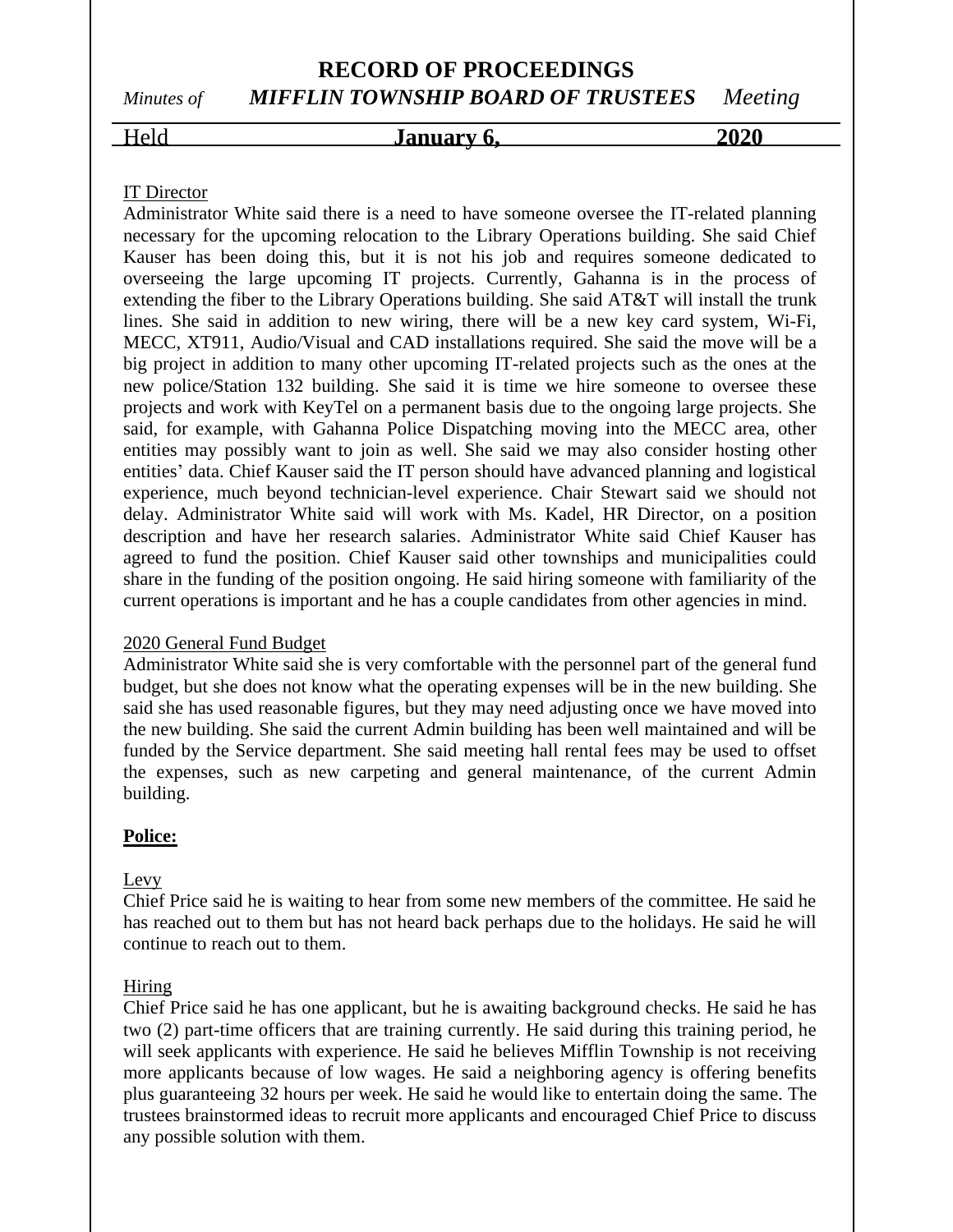IT Director

Administrator White said there is a need to have someone oversee the IT-related planning necessary for the upcoming relocation to the Library Operations building. She said Chief Kauser has been doing this, but it is not his job and requires someone dedicated to overseeing the large upcoming IT projects. Currently, Gahanna is in the process of extending the fiber to the Library Operations building. She said AT&T will install the trunk lines. She said in addition to new wiring, there will be a new key card system, Wi-Fi, MECC, XT911, Audio/Visual and CAD installations required. She said the move will be a big project in addition to many other upcoming IT-related projects such as the ones at the new police/Station 132 building. She said it is time we hire someone to oversee these projects and work with KeyTel on a permanent basis due to the ongoing large projects. She said, for example, with Gahanna Police Dispatching moving into the MECC area, other entities may possibly want to join as well. She said we may also consider hosting other entities' data. Chief Kauser said the IT person should have advanced planning and logistical experience, much beyond technician-level experience. Chair Stewart said we should not delay. Administrator White said will work with Ms. Kadel, HR Director, on a position description and have her research salaries. Administrator White said Chief Kauser has agreed to fund the position. Chief Kauser said other townships and municipalities could share in the funding of the position ongoing. He said hiring someone with familiarity of the current operations is important and he has a couple candidates from other agencies in mind.

2020 General Fund Budget

Administrator White said she is very comfortable with the personnel part of the general fund budget, but she does not know what the operating expenses will be in the new building. She said she has used reasonable figures, but they may need adjusting once we have moved into the new building. She said the current Admin building has been well maintained and will be funded by the Service department. She said meeting hall rental fees may be used to offset the expenses, such as new carpeting and general maintenance, of the current Admin building.

**Police:**

Levy

Chief Price said he is waiting to hear from some new members of the committee. He said he has reached out to them but has not heard back perhaps due to the holidays. He said he will continue to reach out to them.

Hiring

Chief Price said he has one applicant, but he is awaiting background checks. He said he has two (2) part-time officers that are training currently. He said during this training period, he will seek applicants with experience. He said he believes Mifflin Township is not receiving more applicants because of low wages. He said a neighboring agency is offering benefits plus guaranteeing 32 hours per week. He said he would like to entertain doing the same. The trustees brainstormed ideas to recruit more applicants and encouraged Chief Price to discuss any possible solution with them.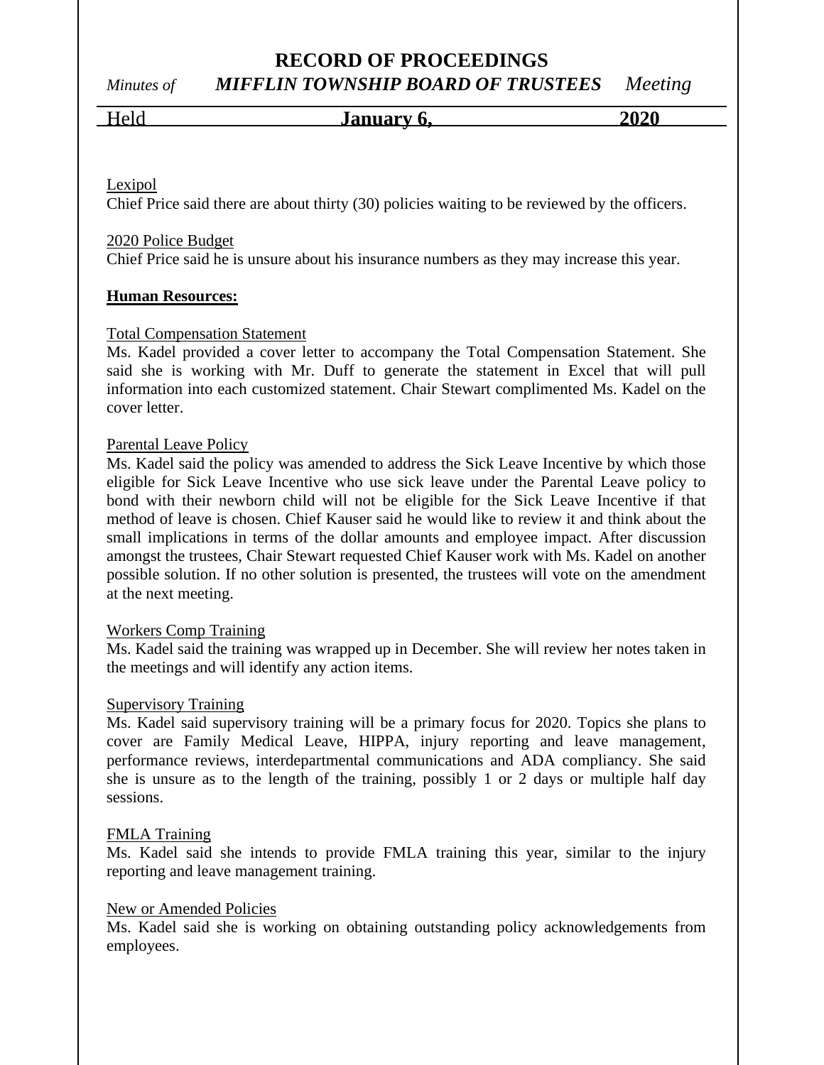Lexipol

Chief Price said there are about thirty (30) policies waiting to be reviewed by the officers.

2020 Police Budget

Chief Price said he is unsure about his insurance numbers as they may increase this year.

**Human Resources:**

Total Compensation Statement

Ms. Kadel provided a cover letter to accompany the Total Compensation Statement. She said she is working with Mr. Duff to generate the statement in Excel that will pull information into each customized statement. Chair Stewart complimented Ms. Kadel on the cover letter.

Parental Leave Policy

Ms. Kadel said the policy was amended to address the Sick Leave Incentive by which those eligible for Sick Leave Incentive who use sick leave under the Parental Leave policy to bond with their newborn child will not be eligible for the Sick Leave Incentive if that method of leave is chosen. Chief Kauser said he would like to review it and think about the small implications in terms of the dollar amounts and employee impact. After discussion amongst the trustees, Chair Stewart requested Chief Kauser work with Ms. Kadel on another possible solution. If no other solution is presented, the trustees will vote on the amendment at the next meeting.

Workers Comp Training

Ms. Kadel said the training was wrapped up in December. She will review her notes taken in the meetings and will identify any action items.

Supervisory Training

Ms. Kadel said supervisory training will be a primary focus for 2020. Topics she plans to cover are Family Medical Leave, HIPPA, injury reporting and leave management, performance reviews, interdepartmental communications and ADA compliancy. She said she is unsure as to the length of the training, possibly 1 or 2 days or multiple half day sessions.

FMLA Training

Ms. Kadel said she intends to provide FMLA training this year, similar to the injury reporting and leave management training.

New or Amended Policies

Ms. Kadel said she is working on obtaining outstanding policy acknowledgements from employees.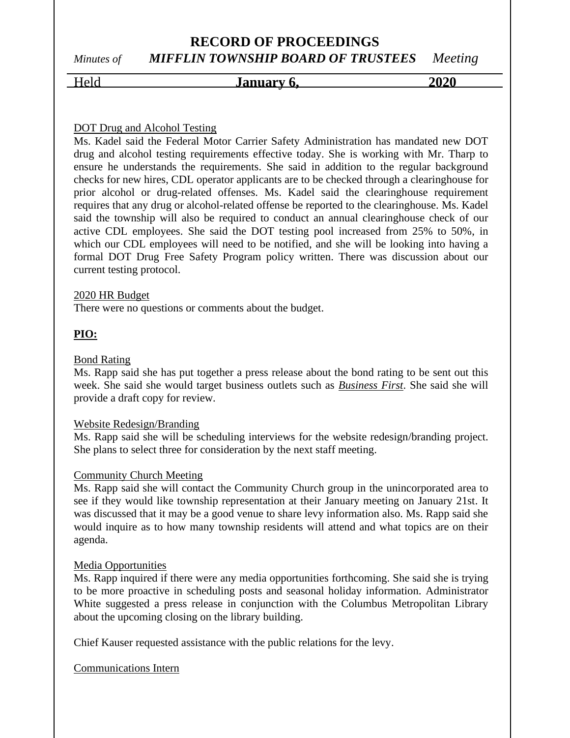DOT Drug and Alcohol Testing

Ms. Kadel said the Federal Motor Carrier Safety Administration has mandated new DOT drug and alcohol testing requirements effective today. She is working with Mr. Tharp to ensure he understands the requirements. She said in addition to the regular background checks for new hires, CDL operator applicants are to be checked through a clearinghouse for prior alcohol or drug-related offenses. Ms. Kadel said the clearinghouse requirement requires that any drug or alcohol-related offense be reported to the clearinghouse. Ms. Kadel said the township will also be required to conduct an annual clearinghouse check of our active CDL employees. She said the DOT testing pool increased from 25% to 50%, in which our CDL employees will need to be notified, and she will be looking into having a formal DOT Drug Free Safety Program policy written. There was discussion about our current testing protocol.

2020 HR Budget

There were no questions or comments about the budget.

**PIO:**

Bond Rating

Ms. Rapp said she has put together a press release about the bond rating to be sent out this week. She said she would target business outlets such as ***Business First***. She said she will provide a draft copy for review.

Website Redesign/Branding

Ms. Rapp said she will be scheduling interviews for the website redesign/branding project. She plans to select three for consideration by the next staff meeting.

Community Church Meeting

Ms. Rapp said she will contact the Community Church group in the unincorporated area to see if they would like township representation at their January meeting on January 21st. It was discussed that it may be a good venue to share levy information also. Ms. Rapp said she would inquire as to how many township residents will attend and what topics are on their agenda.

Media Opportunities

Ms. Rapp inquired if there were any media opportunities forthcoming. She said she is trying to be more proactive in scheduling posts and seasonal holiday information. Administrator White suggested a press release in conjunction with the Columbus Metropolitan Library about the upcoming closing on the library building.

Chief Kauser requested assistance with the public relations for the levy.

Communications Intern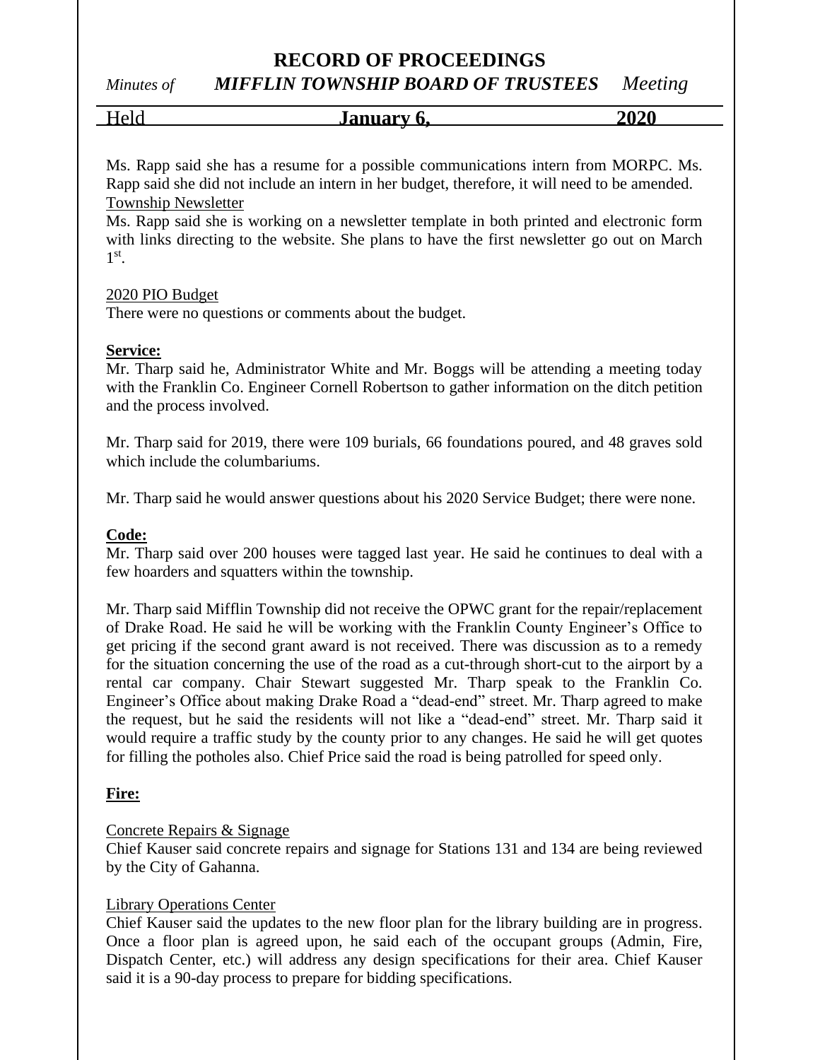Ms. Rapp said she has a resume for a possible communications intern from MORPC. Ms. Rapp said she did not include an intern in her budget, therefore, it will need to be amended.

Township Newsletter

Ms. Rapp said she is working on a newsletter template in both printed and electronic form with links directing to the website. She plans to have the first newsletter go out on March 1st.

2020 PIO Budget

There were no questions or comments about the budget.

**Service:**

Mr. Tharp said he, Administrator White and Mr. Boggs will be attending a meeting today with the Franklin Co. Engineer Cornell Robertson to gather information on the ditch petition and the process involved.

Mr. Tharp said for 2019, there were 109 burials, 66 foundations poured, and 48 graves sold which include the columbariums.

Mr. Tharp said he would answer questions about his 2020 Service Budget; there were none.

**Code:**

Mr. Tharp said over 200 houses were tagged last year. He said he continues to deal with a few hoarders and squatters within the township.

Mr. Tharp said Mifflin Township did not receive the OPWC grant for the repair/replacement of Drake Road. He said he will be working with the Franklin County Engineer's Office to get pricing if the second grant award is not received. There was discussion as to a remedy for the situation concerning the use of the road as a cut-through short-cut to the airport by a rental car company. Chair Stewart suggested Mr. Tharp speak to the Franklin Co. Engineer's Office about making Drake Road a "dead-end" street. Mr. Tharp agreed to make the request, but he said the residents will not like a "dead-end" street. Mr. Tharp said it would require a traffic study by the county prior to any changes. He said he will get quotes for filling the potholes also. Chief Price said the road is being patrolled for speed only.

**Fire:**

Concrete Repairs & Signage

Chief Kauser said concrete repairs and signage for Stations 131 and 134 are being reviewed by the City of Gahanna.

Library Operations Center

Chief Kauser said the updates to the new floor plan for the library building are in progress. Once a floor plan is agreed upon, he said each of the occupant groups (Admin, Fire, Dispatch Center, etc.) will address any design specifications for their area. Chief Kauser said it is a 90-day process to prepare for bidding specifications.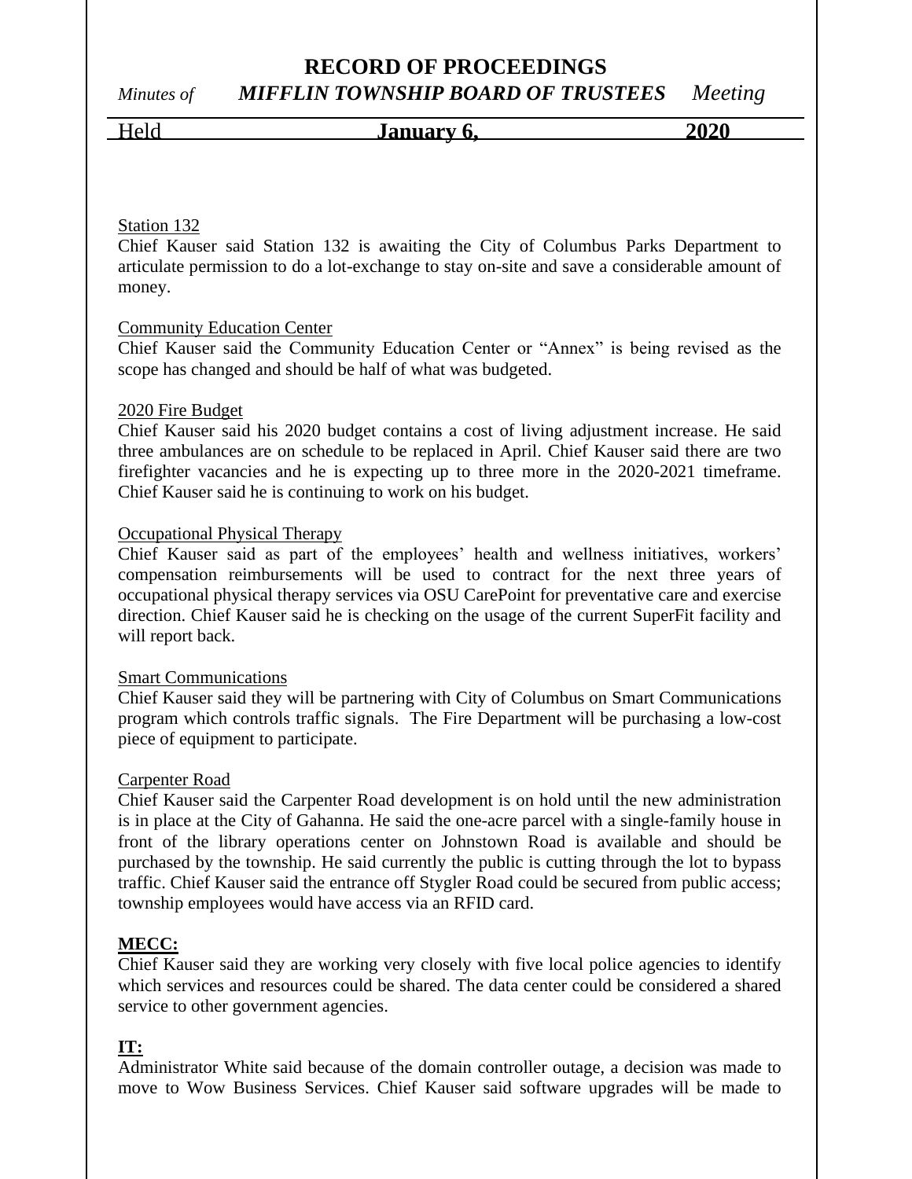Station 132

Chief Kauser said Station 132 is awaiting the City of Columbus Parks Department to articulate permission to do a lot-exchange to stay on-site and save a considerable amount of money.

Community Education Center

Chief Kauser said the Community Education Center or "Annex" is being revised as the scope has changed and should be half of what was budgeted.

2020 Fire Budget

Chief Kauser said his 2020 budget contains a cost of living adjustment increase. He said three ambulances are on schedule to be replaced in April. Chief Kauser said there are two firefighter vacancies and he is expecting up to three more in the 2020-2021 timeframe. Chief Kauser said he is continuing to work on his budget.

Occupational Physical Therapy

Chief Kauser said as part of the employees' health and wellness initiatives, workers' compensation reimbursements will be used to contract for the next three years of occupational physical therapy services via OSU CarePoint for preventative care and exercise direction. Chief Kauser said he is checking on the usage of the current SuperFit facility and will report back.

Smart Communications

Chief Kauser said they will be partnering with City of Columbus on Smart Communications program which controls traffic signals. The Fire Department will be purchasing a low-cost piece of equipment to participate.

Carpenter Road

Chief Kauser said the Carpenter Road development is on hold until the new administration is in place at the City of Gahanna. He said the one-acre parcel with a single-family house in front of the library operations center on Johnstown Road is available and should be purchased by the township. He said currently the public is cutting through the lot to bypass traffic. Chief Kauser said the entrance off Stygler Road could be secured from public access; township employees would have access via an RFID card.

**MECC:**

Chief Kauser said they are working very closely with five local police agencies to identify which services and resources could be shared. The data center could be considered a shared service to other government agencies.

**IT:**

Administrator White said because of the domain controller outage, a decision was made to move to Wow Business Services. Chief Kauser said software upgrades will be made to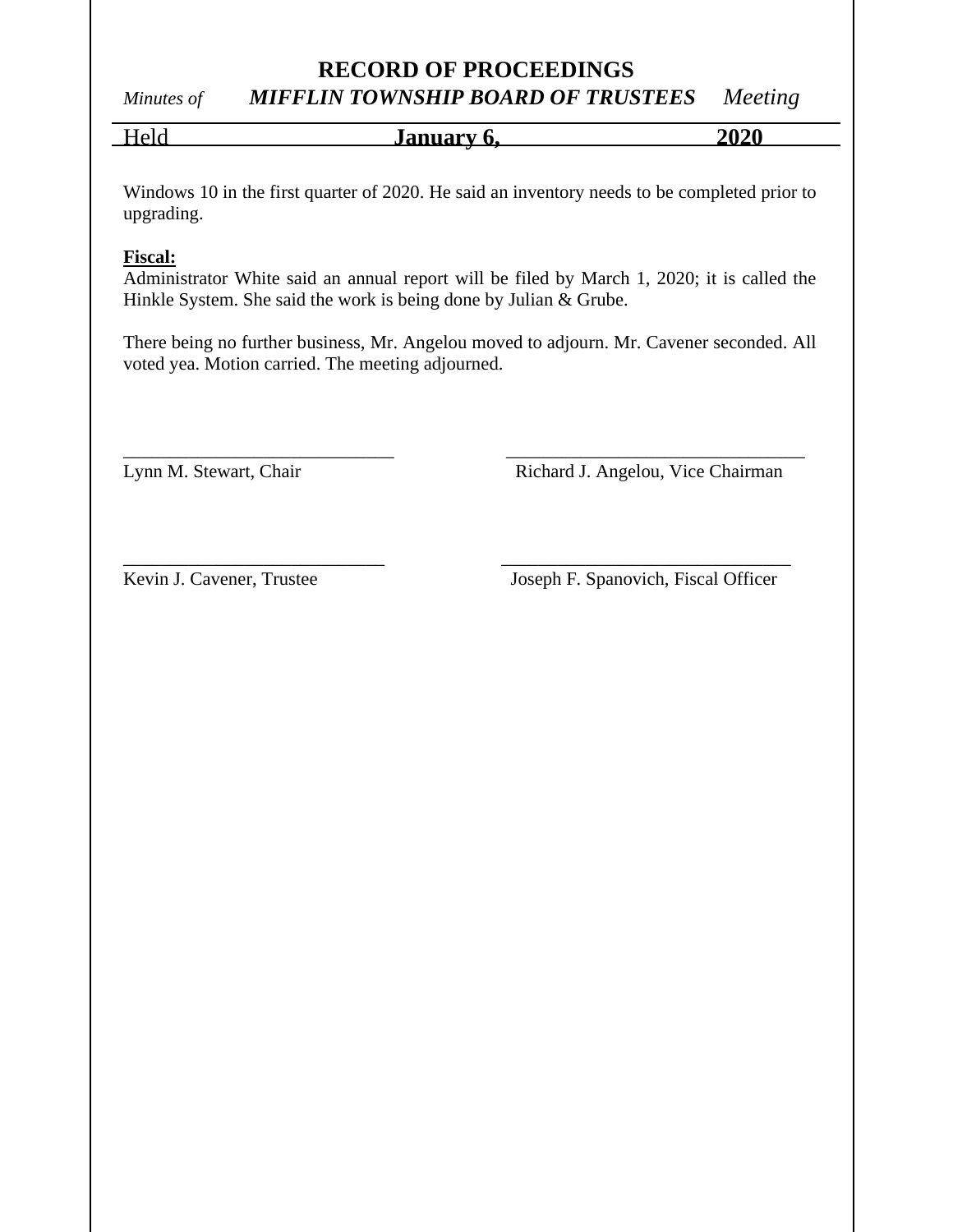Windows 10 in the first quarter of 2020. He said an inventory needs to be completed prior to upgrading.

**Fiscal:**
Administrator White said an annual report will be filed by March 1, 2020; it is called the Hinkle System. She said the work is being done by Julian & Grube.

There being no further business, Mr. Angelou moved to adjourn. Mr. Cavener seconded. All voted yea. Motion carried. The meeting adjourned.

| | |
|---|---|
| ____________________________ | ______________________________ |
| Lynn M. Stewart, Chair | Richard J. Angelou, Vice Chairman |
| ____________________________ | ______________________________ |
| Kevin J. Cavener, Trustee | Joseph F. Spanovich, Fiscal Officer |